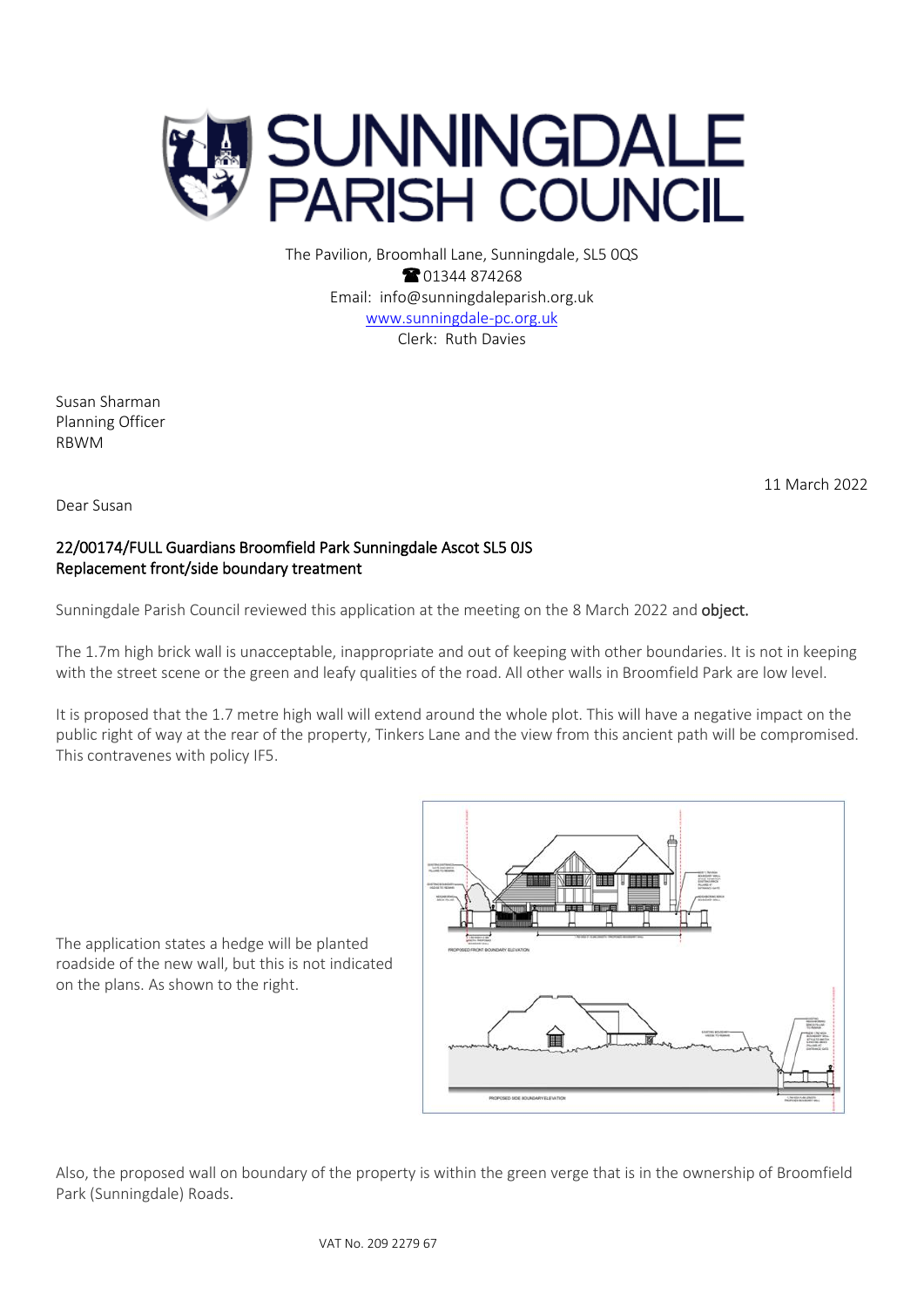# SUNNINGDALE PARISH COUNCIL

The Pavilion, Broomhall Lane, Sunningdale, SL5 0QS
☎ 01344 874268
Email: info@sunningdaleparish.org.uk
www.sunningdale-pc.org.uk
Clerk: Ruth Davies

Susan Sharman
Planning Officer
RBWM

11 March 2022

Dear Susan

**22/00174/FULL Guardians Broomfield Park Sunningdale Ascot SL5 0JS**
**Replacement front/side boundary treatment**

Sunningdale Parish Council reviewed this application at the meeting on the 8 March 2022 and **object.**

The 1.7m high brick wall is unacceptable, inappropriate and out of keeping with other boundaries. It is not in keeping with the street scene or the green and leafy qualities of the road. All other walls in Broomfield Park are low level.

It is proposed that the 1.7 metre high wall will extend around the whole plot. This will have a negative impact on the public right of way at the rear of the property, Tinkers Lane and the view from this ancient path will be compromised. This contravenes with policy IF5.

The application states a hedge will be planted roadside of the new wall, but this is not indicated on the plans. As shown to the right.

PROPOSED FRONT BOUNDARY ELEVATION

PROPOSED SIDE BOUNDARY ELEVATION

Also, the proposed wall on boundary of the property is within the green verge that is in the ownership of Broomfield Park (Sunningdale) Roads.

VAT No. 209 2279 67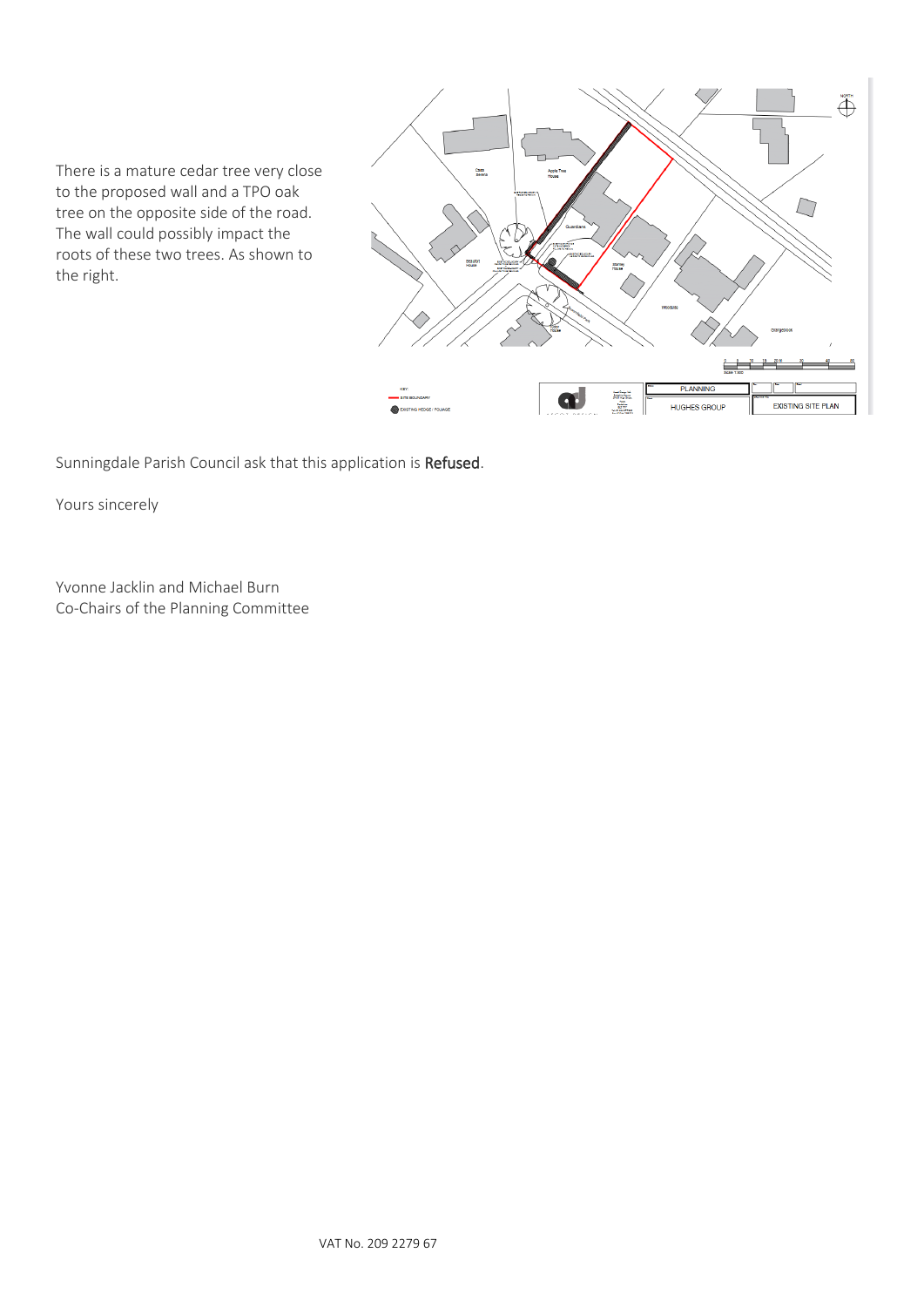There is a mature cedar tree very close to the proposed wall and a TPO oak tree on the opposite side of the road. The wall could possibly impact the roots of these two trees. As shown to the right.

NORTH

KEY:
SITE BOUNDARY
EXISTING HEDGE / FOLIAGE

PLANNING
HUGHES GROUP
EXISTING SITE PLAN

Sunningdale Parish Council ask that this application is **Refused**.

Yours sincerely

Yvonne Jacklin and Michael Burn
Co-Chairs of the Planning Committee